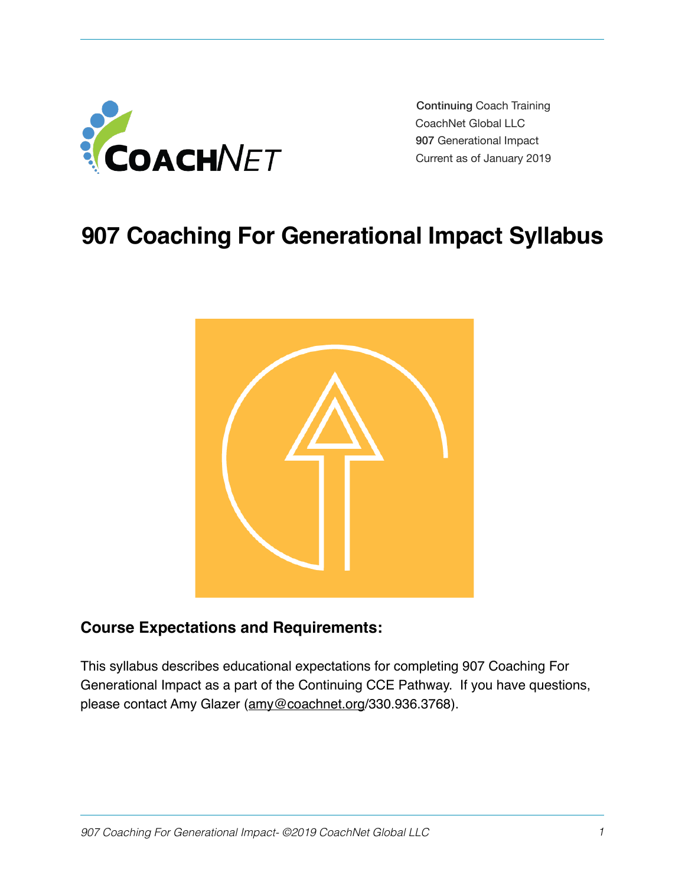Continuing Coach Training
CoachNet Global LLC
907 Generational Impact
Current as of January 2019

# 907 Coaching For Generational Impact Syllabus

## Course Expectations and Requirements:

This syllabus describes educational expectations for completing 907 Coaching For Generational Impact as a part of the Continuing CCE Pathway. If you have questions, please contact Amy Glazer (amy@coachnet.org/330.936.3768).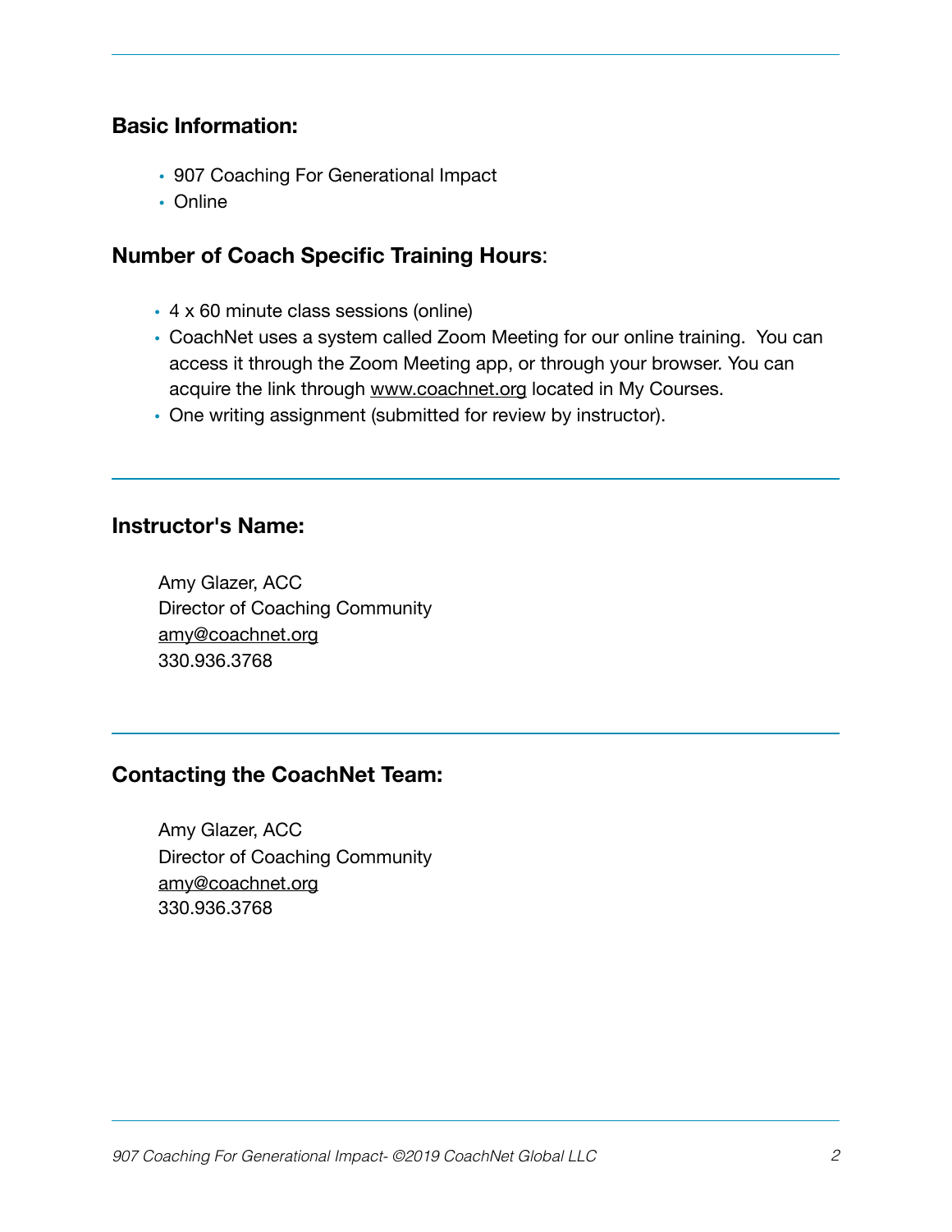## Basic Information:

- 907 Coaching For Generational Impact
- Online

## Number of Coach Specific Training Hours:

- 4 x 60 minute class sessions (online)
- CoachNet uses a system called Zoom Meeting for our online training. You can access it through the Zoom Meeting app, or through your browser. You can acquire the link through www.coachnet.org located in My Courses.
- One writing assignment (submitted for review by instructor).

---

## Instructor's Name:

Amy Glazer, ACC  
Director of Coaching Community  
amy@coachnet.org  
330.936.3768

---

## Contacting the CoachNet Team:

Amy Glazer, ACC  
Director of Coaching Community  
amy@coachnet.org  
330.936.3768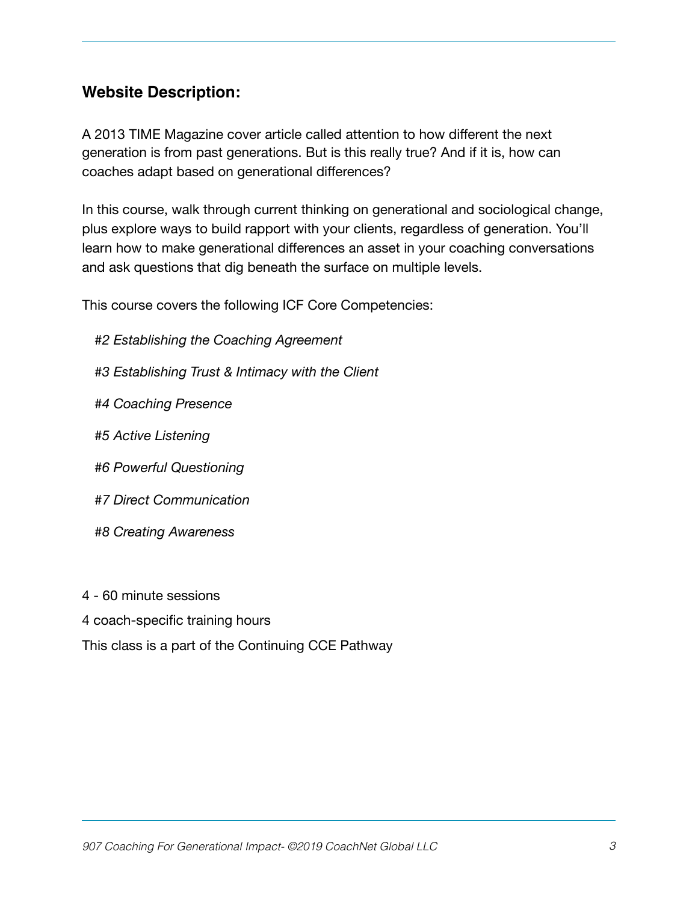## Website Description:

A 2013 TIME Magazine cover article called attention to how different the next generation is from past generations. But is this really true? And if it is, how can coaches adapt based on generational differences?

In this course, walk through current thinking on generational and sociological change, plus explore ways to build rapport with your clients, regardless of generation. You'll learn how to make generational differences an asset in your coaching conversations and ask questions that dig beneath the surface on multiple levels.

This course covers the following ICF Core Competencies:

*#2 Establishing the Coaching Agreement*

*#3 Establishing Trust & Intimacy with the Client*

*#4 Coaching Presence*

*#5 Active Listening*

*#6 Powerful Questioning*

*#7 Direct Communication*

*#8 Creating Awareness*

4 - 60 minute sessions

4 coach-specific training hours

This class is a part of the Continuing CCE Pathway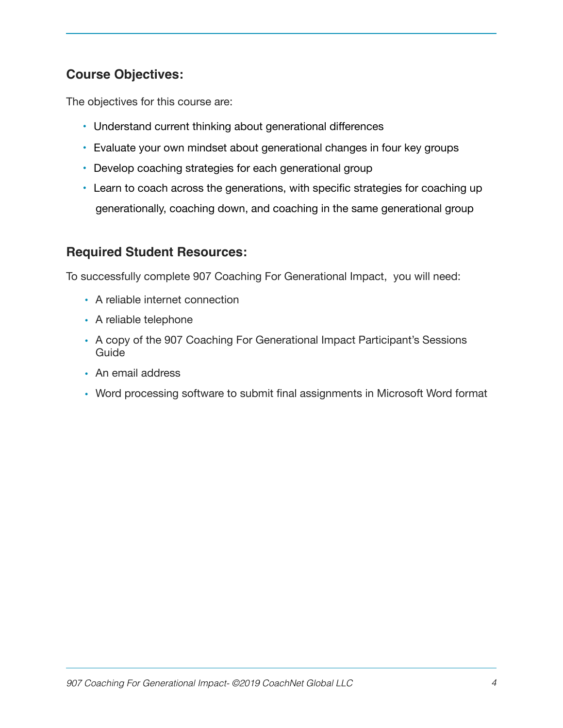## Course Objectives:

The objectives for this course are:

- Understand current thinking about generational differences
- Evaluate your own mindset about generational changes in four key groups
- Develop coaching strategies for each generational group
- Learn to coach across the generations, with specific strategies for coaching up generationally, coaching down, and coaching in the same generational group

## Required Student Resources:

To successfully complete 907 Coaching For Generational Impact, you will need:

- A reliable internet connection
- A reliable telephone
- A copy of the 907 Coaching For Generational Impact Participant's Sessions Guide
- An email address
- Word processing software to submit final assignments in Microsoft Word format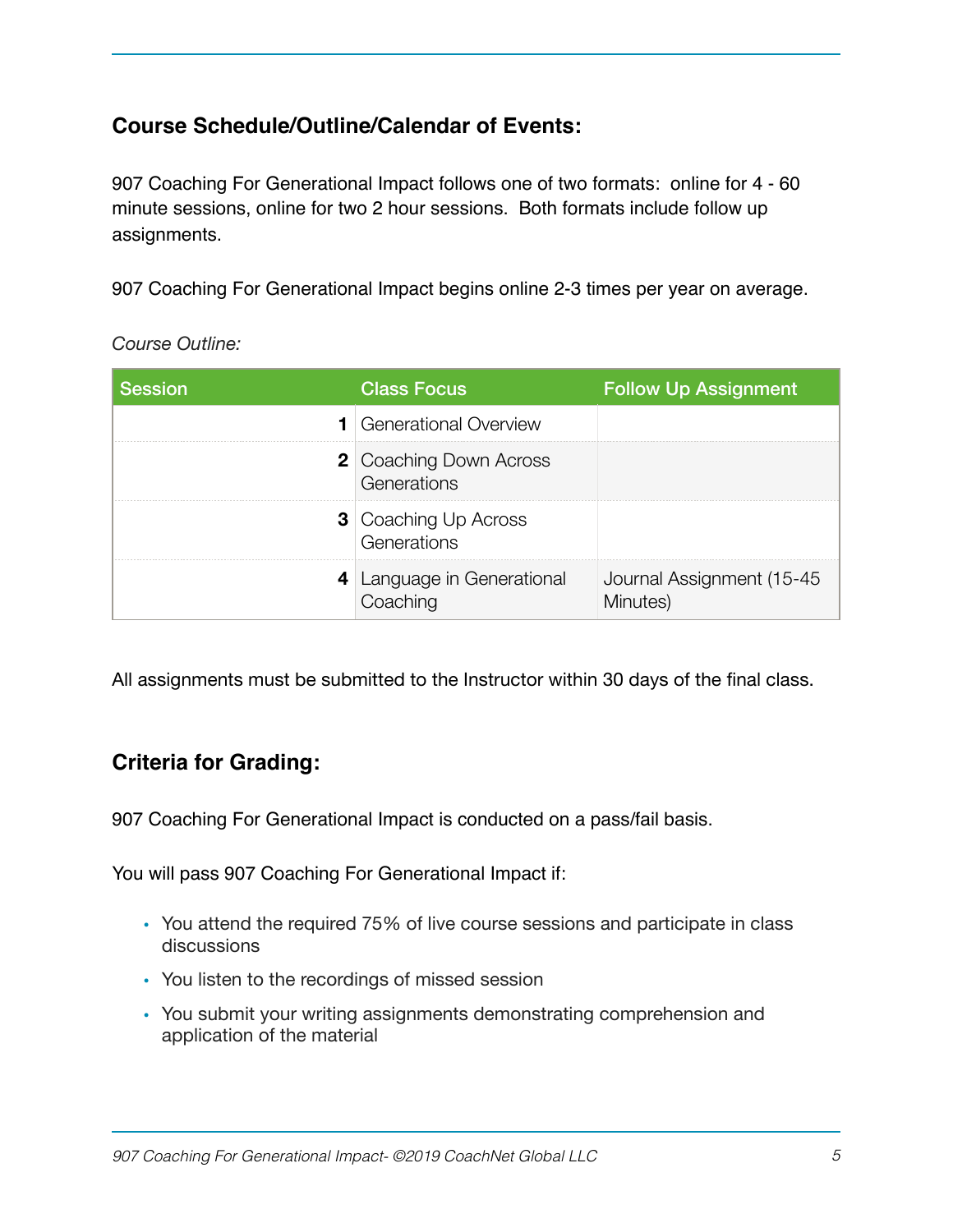## Course Schedule/Outline/Calendar of Events:

907 Coaching For Generational Impact follows one of two formats:  online for 4 - 60 minute sessions, online for two 2 hour sessions.  Both formats include follow up assignments.

907 Coaching For Generational Impact begins online 2-3 times per year on average.

*Course Outline:*

| Session | Class Focus | Follow Up Assignment |
|---|---|---|
| **1** | Generational Overview | |
| **2** | Coaching Down Across Generations | |
| **3** | Coaching Up Across Generations | |
| **4** | Language in Generational Coaching | Journal Assignment (15-45 Minutes) |

All assignments must be submitted to the Instructor within 30 days of the final class.

## Criteria for Grading:

907 Coaching For Generational Impact is conducted on a pass/fail basis.

You will pass 907 Coaching For Generational Impact if:

- You attend the required 75% of live course sessions and participate in class discussions
- You listen to the recordings of missed session
- You submit your writing assignments demonstrating comprehension and application of the material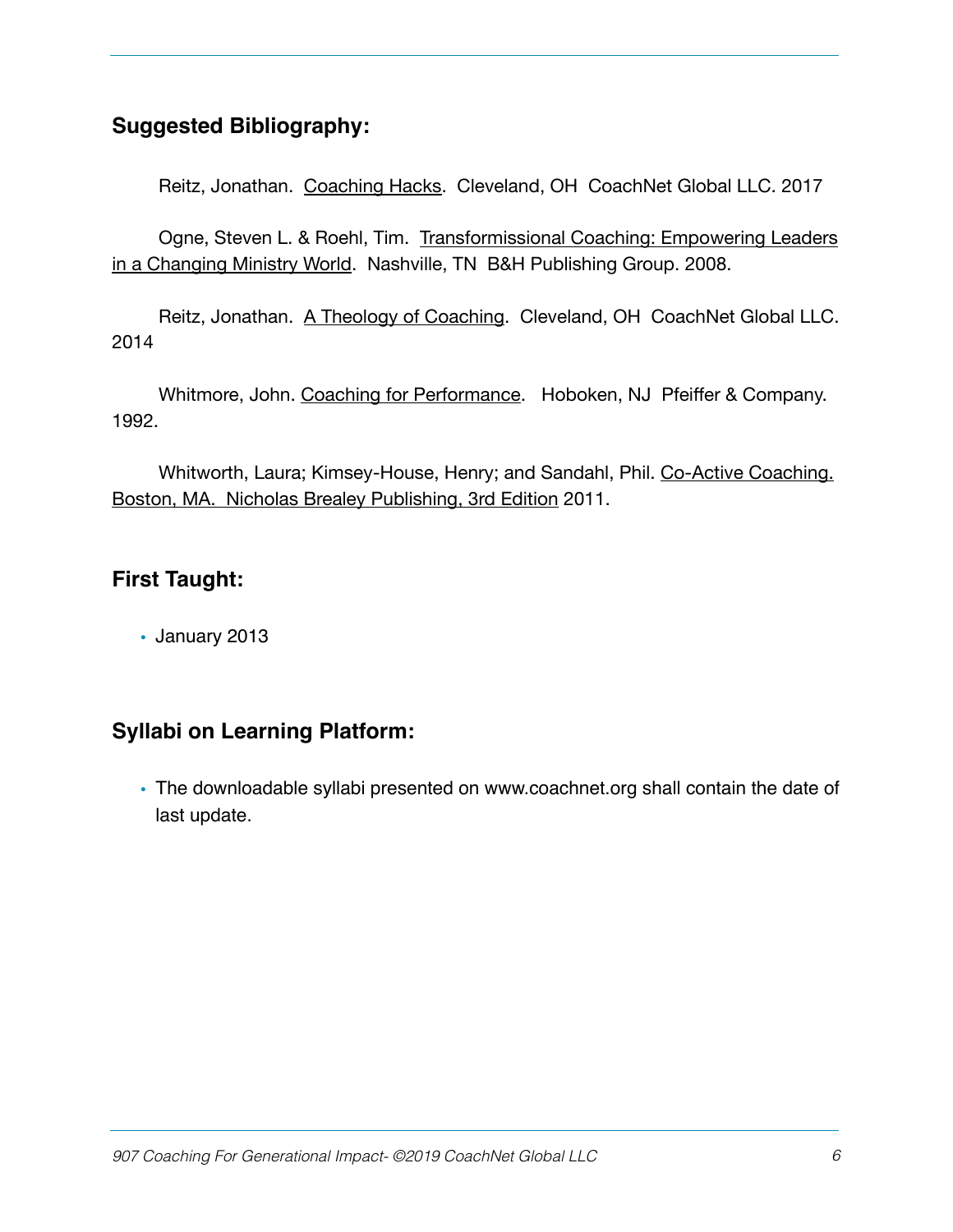## Suggested Bibliography:

Reitz, Jonathan. Coaching Hacks. Cleveland, OH CoachNet Global LLC. 2017

Ogne, Steven L. & Roehl, Tim. Transformissional Coaching: Empowering Leaders in a Changing Ministry World. Nashville, TN B&H Publishing Group. 2008.

Reitz, Jonathan. A Theology of Coaching. Cleveland, OH CoachNet Global LLC. 2014

Whitmore, John. Coaching for Performance. Hoboken, NJ Pfeiffer & Company. 1992.

Whitworth, Laura; Kimsey-House, Henry; and Sandahl, Phil. Co-Active Coaching. Boston, MA. Nicholas Brealey Publishing, 3rd Edition 2011.

## First Taught:

- January 2013

## Syllabi on Learning Platform:

- The downloadable syllabi presented on www.coachnet.org shall contain the date of last update.